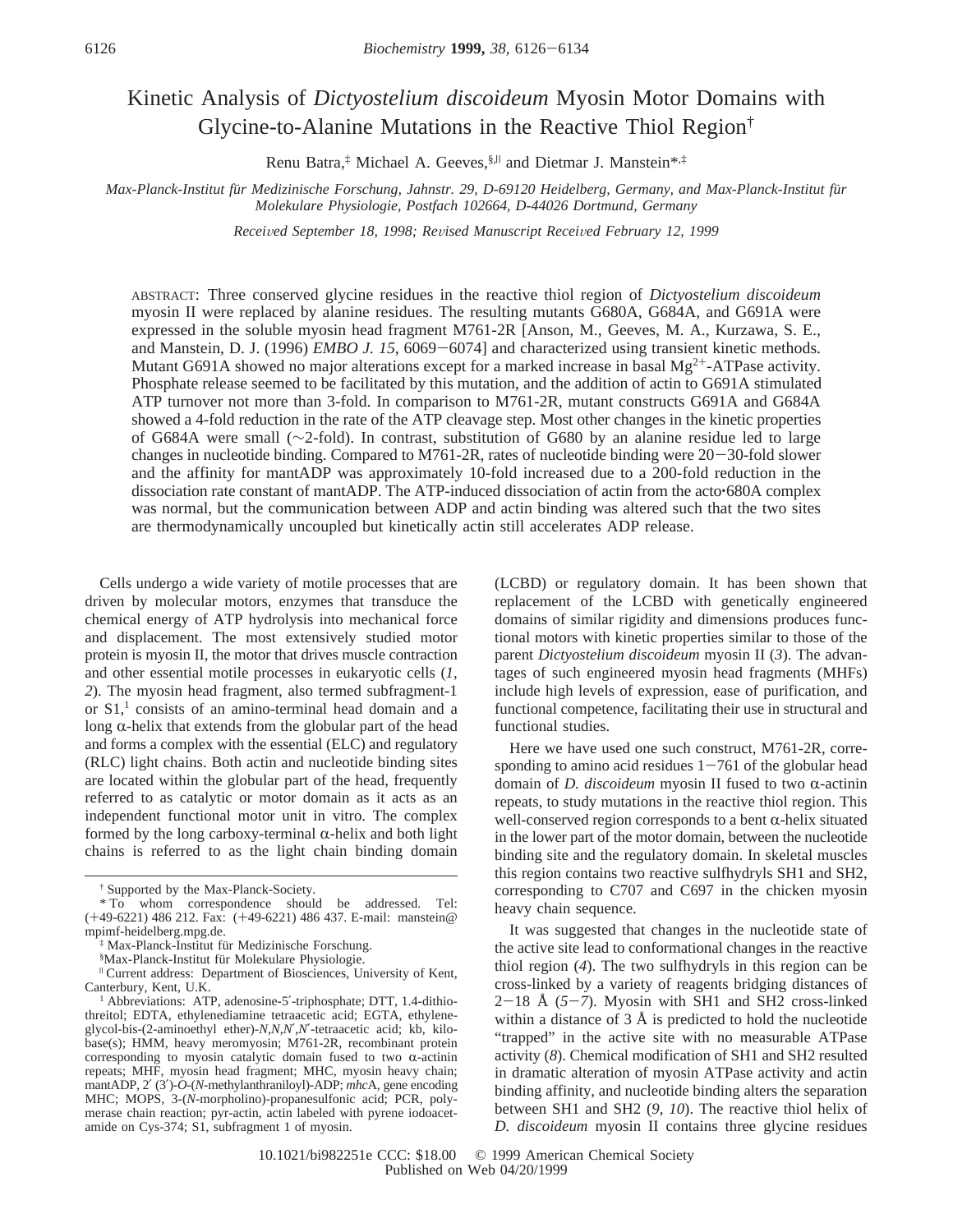# Kinetic Analysis of *Dictyostelium discoideum* Myosin Motor Domains with Glycine-to-Alanine Mutations in the Reactive Thiol Region[†]

Renu Batra,[‡] Michael A. Geeves,[§,||] and Dietmar J. Manstein*,[‡]

*Max-Planck-Institut für Medizinische Forschung, Jahnstr. 29, D-69120 Heidelberg, Germany, and Max-Planck-Institut für Molekulare Physiologie, Postfach 102664, D-44026 Dortmund, Germany*

*Received September 18, 1998; Revised Manuscript Received February 12, 1999*

ABSTRACT: Three conserved glycine residues in the reactive thiol region of *Dictyostelium discoideum* myosin II were replaced by alanine residues. The resulting mutants G680A, G684A, and G691A were expressed in the soluble myosin head fragment M761-2R [Anson, M., Geeves, M. A., Kurzawa, S. E., and Manstein, D. J. (1996) *EMBO J. 15*, 6069−6074] and characterized using transient kinetic methods. Mutant G691A showed no major alterations except for a marked increase in basal $Mg^{2+}$-ATPase activity. Phosphate release seemed to be facilitated by this mutation, and the addition of actin to G691A stimulated ATP turnover not more than 3-fold. In comparison to M761-2R, mutant constructs G691A and G684A showed a 4-fold reduction in the rate of the ATP cleavage step. Most other changes in the kinetic properties of G684A were small (~2-fold). In contrast, substitution of G680 by an alanine residue led to large changes in nucleotide binding. Compared to M761-2R, rates of nucleotide binding were 20−30-fold slower and the affinity for mantADP was approximately 10-fold increased due to a 200-fold reduction in the dissociation rate constant of mantADP. The ATP-induced dissociation of actin from the acto•680A complex was normal, but the communication between ADP and actin binding was altered such that the two sites are thermodynamically uncoupled but kinetically actin still accelerates ADP release.

Cells undergo a wide variety of motile processes that are driven by molecular motors, enzymes that transduce the chemical energy of ATP hydrolysis into mechanical force and displacement. The most extensively studied motor protein is myosin II, the motor that drives muscle contraction and other essential motile processes in eukaryotic cells (*1, 2*). The myosin head fragment, also termed subfragment-1 or S1,[1] consists of an amino-terminal head domain and a long α-helix that extends from the globular part of the head and forms a complex with the essential (ELC) and regulatory (RLC) light chains. Both actin and nucleotide binding sites are located within the globular part of the head, frequently referred to as catalytic or motor domain as it acts as an independent functional motor unit in vitro. The complex formed by the long carboxy-terminal α-helix and both light chains is referred to as the light chain binding domain (LCBD) or regulatory domain. It has been shown that replacement of the LCBD with genetically engineered domains of similar rigidity and dimensions produces functional motors with kinetic properties similar to those of the parent *Dictyostelium discoideum* myosin II (*3*). The advantages of such engineered myosin head fragments (MHFs) include high levels of expression, ease of purification, and functional competence, facilitating their use in structural and functional studies.

Here we have used one such construct, M761-2R, corresponding to amino acid residues 1−761 of the globular head domain of *D. discoideum* myosin II fused to two α-actinin repeats, to study mutations in the reactive thiol region. This well-conserved region corresponds to a bent α-helix situated in the lower part of the motor domain, between the nucleotide binding site and the regulatory domain. In skeletal muscles this region contains two reactive sulfhydryls SH1 and SH2, corresponding to C707 and C697 in the chicken myosin heavy chain sequence.

It was suggested that changes in the nucleotide state of the active site lead to conformational changes in the reactive thiol region (*4*). The two sulfhydryls in this region can be cross-linked by a variety of reagents bridging distances of 2−18 Å (*5−7*). Myosin with SH1 and SH2 cross-linked within a distance of 3 Å is predicted to hold the nucleotide "trapped" in the active site with no measurable ATPase activity (*8*). Chemical modification of SH1 and SH2 resulted in dramatic alteration of myosin ATPase activity and actin binding affinity, and nucleotide binding alters the separation between SH1 and SH2 (*9, 10*). The reactive thiol helix of *D. discoideum* myosin II contains three glycine residues

---

[†] Supported by the Max-Planck-Society.

\* To whom correspondence should be addressed. Tel: (+49-6221) 486 212. Fax: (+49-6221) 486 437. E-mail: manstein@mpimf-heidelberg.mpg.de.

[‡] Max-Planck-Institut für Medizinische Forschung.

[§] Max-Planck-Institut für Molekulare Physiologie.

[||] Current address: Department of Biosciences, University of Kent, Canterbury, Kent, U.K.

[1] Abbreviations: ATP, adenosine-5′-triphosphate; DTT, 1.4-dithiothreitol; EDTA, ethylenediamine tetraacetic acid; EGTA, ethyleneglycol-bis-(2-aminoethyl ether)-*N*,*N*,*N*′,*N*′-tetraacetic acid; kb, kilobase(s); HMM, heavy meromyosin; M761-2R, recombinant protein corresponding to myosin catalytic domain fused to two α-actinin repeats; MHF, myosin head fragment; MHC, myosin heavy chain; mantADP, 2′ (3′)-*O*-(*N*-methylanthraniloyl)-ADP; *mhc*A, gene encoding MHC; MOPS, 3-(*N*-morpholino)-propanesulfonic acid; PCR, polymerase chain reaction; pyr-actin, actin labeled with pyrene iodoacetamide on Cys-374; S1, subfragment 1 of myosin.

10.1021/bi982251e CCC: $18.00 © 1999 American Chemical Society
Published on Web 04/20/1999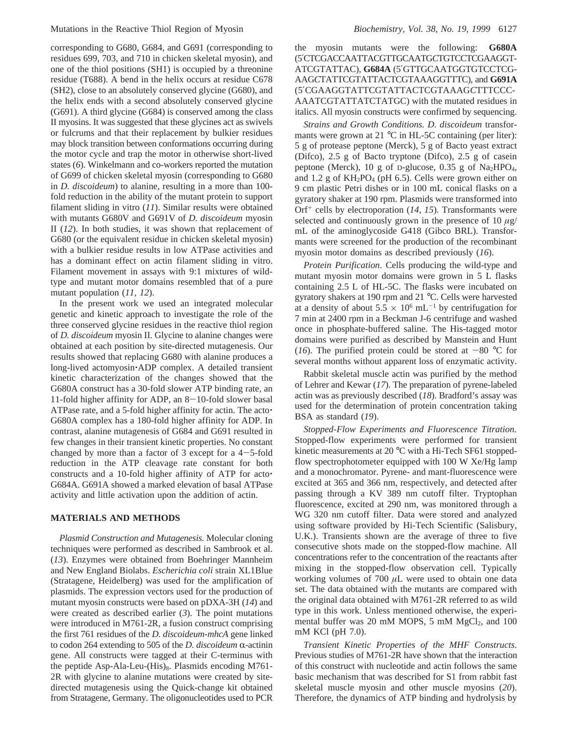corresponding to G680, G684, and G691 (corresponding to residues 699, 703, and 710 in chicken skeletal myosin), and one of the thiol positions (SH1) is occupied by a threonine residue (T688). A bend in the helix occurs at residue C678 (SH2), close to an absolutely conserved glycine (G680), and the helix ends with a second absolutely conserved glycine (G691). A third glycine (G684) is conserved among the class II myosins. It was suggested that these glycines act as swivels or fulcrums and that their replacement by bulkier residues may block transition between conformations occurring during the motor cycle and trap the motor in otherwise short-lived states (*6*). Winkelmann and co-workers reported the mutation of G699 of chicken skeletal myosin (corresponding to G680 in *D. discoideum*) to alanine, resulting in a more than 100-fold reduction in the ability of the mutant protein to support filament sliding in vitro (*11*). Similar results were obtained with mutants G680V and G691V of *D. discoideum* myosin II (*12*). In both studies, it was shown that replacement of G680 (or the equivalent residue in chicken skeletal myosin) with a bulkier residue results in low ATPase activities and has a dominant effect on actin filament sliding in vitro. Filament movement in assays with 9:1 mixtures of wild-type and mutant motor domains resembled that of a pure mutant population (*11*, *12*).

In the present work we used an integrated molecular genetic and kinetic approach to investigate the role of the three conserved glycine residues in the reactive thiol region of *D. discoideum* myosin II. Glycine to alanine changes were obtained at each position by site-directed mutagenesis. Our results showed that replacing G680 with alanine produces a long-lived actomyosin·ADP complex. A detailed transient kinetic characterization of the changes showed that the G680A construct has a 30-fold slower ATP binding rate, an 11-fold higher affinity for ADP, an 8−10-fold slower basal ATPase rate, and a 5-fold higher affinity for actin. The acto·G680A complex has a 180-fold higher affinity for ADP. In contrast, alanine mutagenesis of G684 and G691 resulted in few changes in their transient kinetic properties. No constant changed by more than a factor of 3 except for a 4−5-fold reduction in the ATP cleavage rate constant for both constructs and a 10-fold higher affinity of ATP for acto·G684A. G691A showed a marked elevation of basal ATPase activity and little activation upon the addition of actin.

## MATERIALS AND METHODS

*Plasmid Construction and Mutagenesis.* Molecular cloning techniques were performed as described in Sambrook et al. (*13*). Enzymes were obtained from Boehringer Mannheim and New England Biolabs. *Escherichia coli* strain XL1Blue (Stratagene, Heidelberg) was used for the amplification of plasmids. The expression vectors used for the production of mutant myosin constructs were based on pDXA-3H (*14*) and were created as described earlier (*3*). The point mutations were introduced in M761-2R, a fusion construct comprising the first 761 residues of the *D. discoideum-mhcA* gene linked to codon 264 extending to 505 of the *D. discoideum* α-actinin gene. All constructs were tagged at their C-terminus with the peptide Asp-Ala-Leu-(His)$_8$. Plasmids encoding M761-2R with glycine to alanine mutations were created by site-directed mutagenesis using the Quick-change kit obtained from Stratagene, Germany. The oligonucleotides used to PCR the myosin mutants were the following: **G680A** (5′CTCGACCAATTACGTTGCAATG*C*TGTCCTCGAAGGT-ATCGTATTAC), **G684A** (5′GTTGCAATGGTGTCCTCG-AAG*C*TATTCGTATTACTCGTAAAGGTTTC), and **G691A** (5′CGAAGGTATTCGTATTACTCGTAAAG*C*TTTCCC-AAATCGTATTATCTATGC) with the mutated residues in italics. All myosin constructs were confirmed by sequencing.

*Strains and Growth Conditions. D. discoideum* transformants were grown at 21 °C in HL-5C containing (per liter): 5 g of protease peptone (Merck), 5 g of Bacto yeast extract (Difco), 2.5 g of Bacto tryptone (Difco), 2.5 g of casein peptone (Merck), 10 g of D-glucose, 0.35 g of $Na_2HPO_4$, and 1.2 g of $KH_2PO_4$ (pH 6.5). Cells were grown either on 9 cm plastic Petri dishes or in 100 mL conical flasks on a gyratory shaker at 190 rpm. Plasmids were transformed into Orf$^+$ cells by electroporation (*14*, *15*). Transformants were selected and continuously grown in the presence of 10 μg/mL of the aminoglycoside G418 (Gibco BRL). Transformants were screened for the production of the recombinant myosin motor domains as described previously (*16*).

*Protein Purification.* Cells producing the wild-type and mutant myosin motor domains were grown in 5 L flasks containing 2.5 L of HL-5C. The flasks were incubated on gyratory shakers at 190 rpm and 21 °C. Cells were harvested at a density of about $5.5 \times 10^6$ mL$^{-1}$ by centrifugation for 7 min at 2400 rpm in a Beckman J-6 centrifuge and washed once in phosphate-buffered saline. The His-tagged motor domains were purified as described by Manstein and Hunt (*16*). The purified protein could be stored at −80 °C for several months without apparent loss of enzymatic activity.

Rabbit skeletal muscle actin was purified by the method of Lehrer and Kewar (*17*). The preparation of pyrene-labeled actin was as previously described (*18*). Bradford's assay was used for the determination of protein concentration taking BSA as standard (*19*).

*Stopped-Flow Experiments and Fluorescence Titration.* Stopped-flow experiments were performed for transient kinetic measurements at 20 °C with a Hi-Tech SF61 stopped-flow spectrophotometer equipped with 100 W Xe/Hg lamp and a monochromator. Pyrene- and mant-fluorescence were excited at 365 and 366 nm, respectively, and detected after passing through a KV 389 nm cutoff filter. Tryptophan fluorescence, excited at 290 nm, was monitored through a WG 320 nm cutoff filter. Data were stored and analyzed using software provided by Hi-Tech Scientific (Salisbury, U.K.). Transients shown are the average of three to five consecutive shots made on the stopped-flow machine. All concentrations refer to the concentration of the reactants after mixing in the stopped-flow observation cell. Typically working volumes of 700 μL were used to obtain one data set. The data obtained with the mutants are compared with the original data obtained with M761-2R referred to as wild type in this work. Unless mentioned otherwise, the experimental buffer was 20 mM MOPS, 5 mM $MgCl_2$, and 100 mM KCl (pH 7.0).

*Transient Kinetic Properties of the MHF Constructs.* Previous studies of M761-2R have shown that the interaction of this construct with nucleotide and actin follows the same basic mechanism that was described for S1 from rabbit fast skeletal muscle myosin and other muscle myosins (*20*). Therefore, the dynamics of ATP binding and hydrolysis by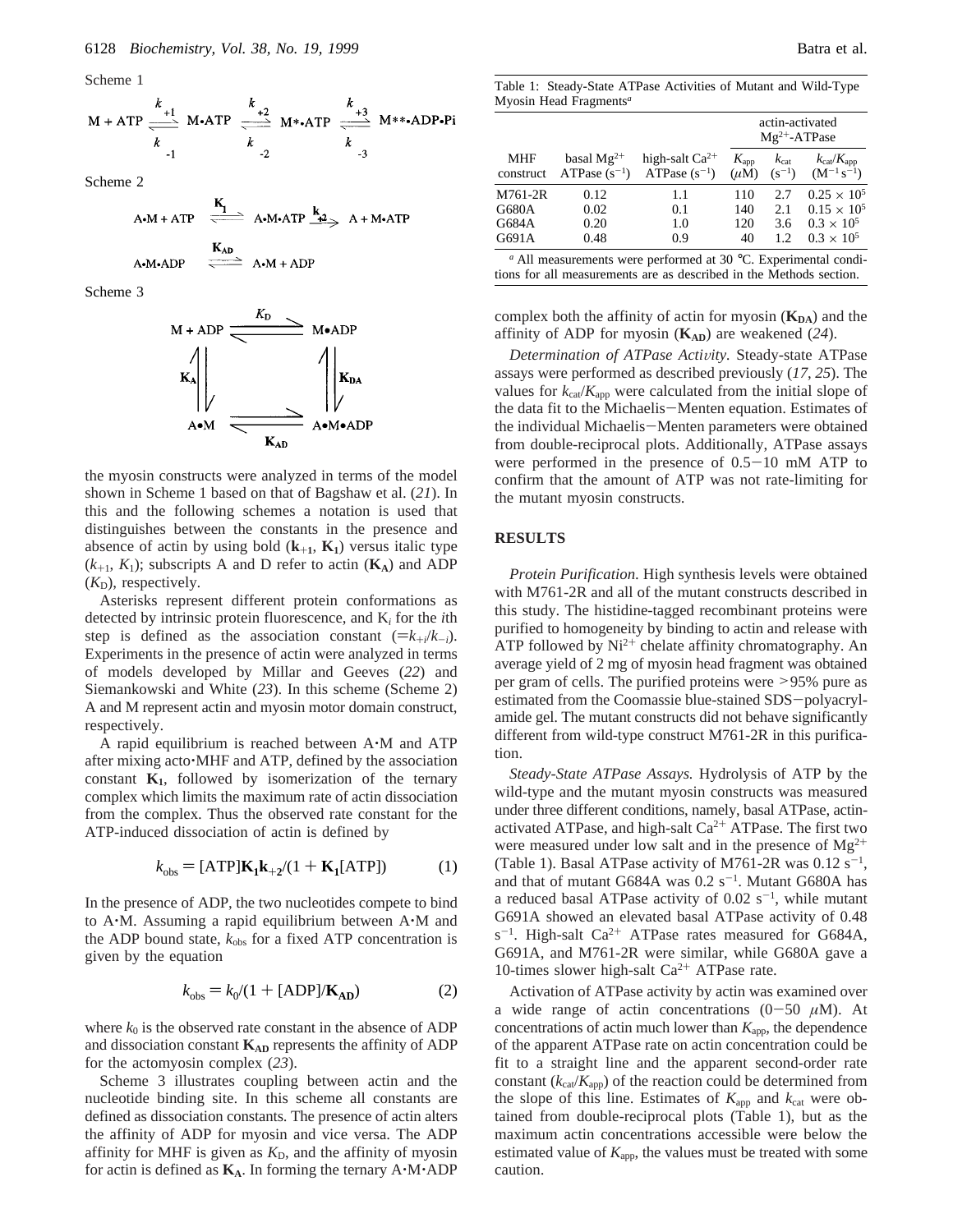Scheme 1

$$M + ATP \underset{k_{-1}}{\overset{k_{+1}}{\rightleftharpoons}} M{\cdot}ATP \underset{k_{-2}}{\overset{k_{+2}}{\rightleftharpoons}} M^{*}{\cdot}ATP \underset{k_{-3}}{\overset{k_{+3}}{\rightleftharpoons}} M^{**}{\cdot}ADP{\cdot}Pi$$

Scheme 2

$$A{\cdot}M + ATP \overset{\mathbf{K_1}}{\rightleftharpoons} A{\cdot}M{\cdot}ATP \overset{\mathbf{k_{+2}}}{\rightarrow} A + M{\cdot}ATP$$

$$A{\cdot}M{\cdot}ADP \overset{\mathbf{K_{AD}}}{\rightleftharpoons} A{\cdot}M + ADP$$

Scheme 3

$$\begin{array}{ccc} M + ADP & \overset{K_D}{\rightleftharpoons} & M{\bullet}ADP \\ \mathbf{K_A} \updownarrow & & \updownarrow \mathbf{K_{DA}} \\ A{\bullet}M & \underset{\mathbf{K_{AD}}}{\rightleftharpoons} & A{\bullet}M{\bullet}ADP \end{array}$$

the myosin constructs were analyzed in terms of the model shown in Scheme 1 based on that of Bagshaw et al. (*21*). In this and the following schemes a notation is used that distinguishes between the constants in the presence and absence of actin by using bold ($\mathbf{k_{+1}}$, $\mathbf{K_1}$) versus italic type ($k_{+1}$, $K_1$); subscripts A and D refer to actin ($\mathbf{K_A}$) and ADP ($K_D$), respectively.

Asterisks represent different protein conformations as detected by intrinsic protein fluorescence, and $K_i$ for the *i*th step is defined as the association constant ($=k_{+i}/k_{-i}$). Experiments in the presence of actin were analyzed in terms of models developed by Millar and Geeves (*22*) and Siemankowski and White (*23*). In this scheme (Scheme 2) A and M represent actin and myosin motor domain construct, respectively.

A rapid equilibrium is reached between A·M and ATP after mixing acto·MHF and ATP, defined by the association constant $\mathbf{K_1}$, followed by isomerization of the ternary complex which limits the maximum rate of actin dissociation from the complex. Thus the observed rate constant for the ATP-induced dissociation of actin is defined by

$$k_{obs} = [ATP]\mathbf{K_1}\mathbf{k_{+2}}/(1 + \mathbf{K_1}[ATP]) \quad (1)$$

In the presence of ADP, the two nucleotides compete to bind to A·M. Assuming a rapid equilibrium between A·M and the ADP bound state, $k_{obs}$ for a fixed ATP concentration is given by the equation

$$k_{obs} = k_0/(1 + [ADP]/\mathbf{K_{AD}}) \quad (2)$$

where $k_0$ is the observed rate constant in the absence of ADP and dissociation constant $\mathbf{K_{AD}}$ represents the affinity of ADP for the actomyosin complex (*23*).

Scheme 3 illustrates coupling between actin and the nucleotide binding site. In this scheme all constants are defined as dissociation constants. The presence of actin alters the affinity of ADP for myosin and vice versa. The ADP affinity for MHF is given as $K_D$, and the affinity of myosin for actin is defined as $\mathbf{K_A}$. In forming the ternary A·M·ADP complex both the affinity of actin for myosin ($\mathbf{K_{DA}}$) and the affinity of ADP for myosin ($\mathbf{K_{AD}}$) are weakened (*24*).

*Determination of ATPase Activity.* Steady-state ATPase assays were performed as described previously (*17*, *25*). The values for $k_{cat}/K_{app}$ were calculated from the initial slope of the data fit to the Michaelis–Menten equation. Estimates of the individual Michaelis–Menten parameters were obtained from double-reciprocal plots. Additionally, ATPase assays were performed in the presence of 0.5–10 mM ATP to confirm that the amount of ATP was not rate-limiting for the mutant myosin constructs.

Table 1: Steady-State ATPase Activities of Mutant and Wild-Type Myosin Head Fragments[a]

| MHF construct | basal $Mg^{2+}$ ATPase ($s^{-1}$) | high-salt $Ca^{2+}$ ATPase ($s^{-1}$) | actin-activated $Mg^{2+}$-ATPase $K_{app}$ ($\mu$M) | actin-activated $Mg^{2+}$-ATPase $k_{cat}$ ($s^{-1}$) | actin-activated $Mg^{2+}$-ATPase $k_{cat}/K_{app}$ ($M^{-1}\,s^{-1}$) |
|---|---|---|---|---|---|
| M761-2R | 0.12 | 1.1 | 110 | 2.7 | $0.25 \times 10^5$ |
| G680A | 0.02 | 0.1 | 140 | 2.1 | $0.15 \times 10^5$ |
| G684A | 0.20 | 1.0 | 120 | 3.6 | $0.3 \times 10^5$ |
| G691A | 0.48 | 0.9 | 40 | 1.2 | $0.3 \times 10^5$ |

[a] All measurements were performed at 30 °C. Experimental conditions for all measurements are as described in the Methods section.

## RESULTS

*Protein Purification.* High synthesis levels were obtained with M761-2R and all of the mutant constructs described in this study. The histidine-tagged recombinant proteins were purified to homogeneity by binding to actin and release with ATP followed by $Ni^{2+}$ chelate affinity chromatography. An average yield of 2 mg of myosin head fragment was obtained per gram of cells. The purified proteins were >95% pure as estimated from the Coomassie blue-stained SDS–polyacrylamide gel. The mutant constructs did not behave significantly different from wild-type construct M761-2R in this purification.

*Steady-State ATPase Assays.* Hydrolysis of ATP by the wild-type and the mutant myosin constructs was measured under three different conditions, namely, basal ATPase, actin-activated ATPase, and high-salt $Ca^{2+}$ ATPase. The first two were measured under low salt and in the presence of $Mg^{2+}$ (Table 1). Basal ATPase activity of M761-2R was 0.12 $s^{-1}$, and that of mutant G684A was 0.2 $s^{-1}$. Mutant G680A has a reduced basal ATPase activity of 0.02 $s^{-1}$, while mutant G691A showed an elevated basal ATPase activity of 0.48 $s^{-1}$. High-salt $Ca^{2+}$ ATPase rates measured for G684A, G691A, and M761-2R were similar, while G680A gave a 10-times slower high-salt $Ca^{2+}$ ATPase rate.

Activation of ATPase activity by actin was examined over a wide range of actin concentrations (0–50 $\mu$M). At concentrations of actin much lower than $K_{app}$, the dependence of the apparent ATPase rate on actin concentration could be fit to a straight line and the apparent second-order rate constant ($k_{cat}/K_{app}$) of the reaction could be determined from the slope of this line. Estimates of $K_{app}$ and $k_{cat}$ were obtained from double-reciprocal plots (Table 1), but as the maximum actin concentrations accessible were below the estimated value of $K_{app}$, the values must be treated with some caution.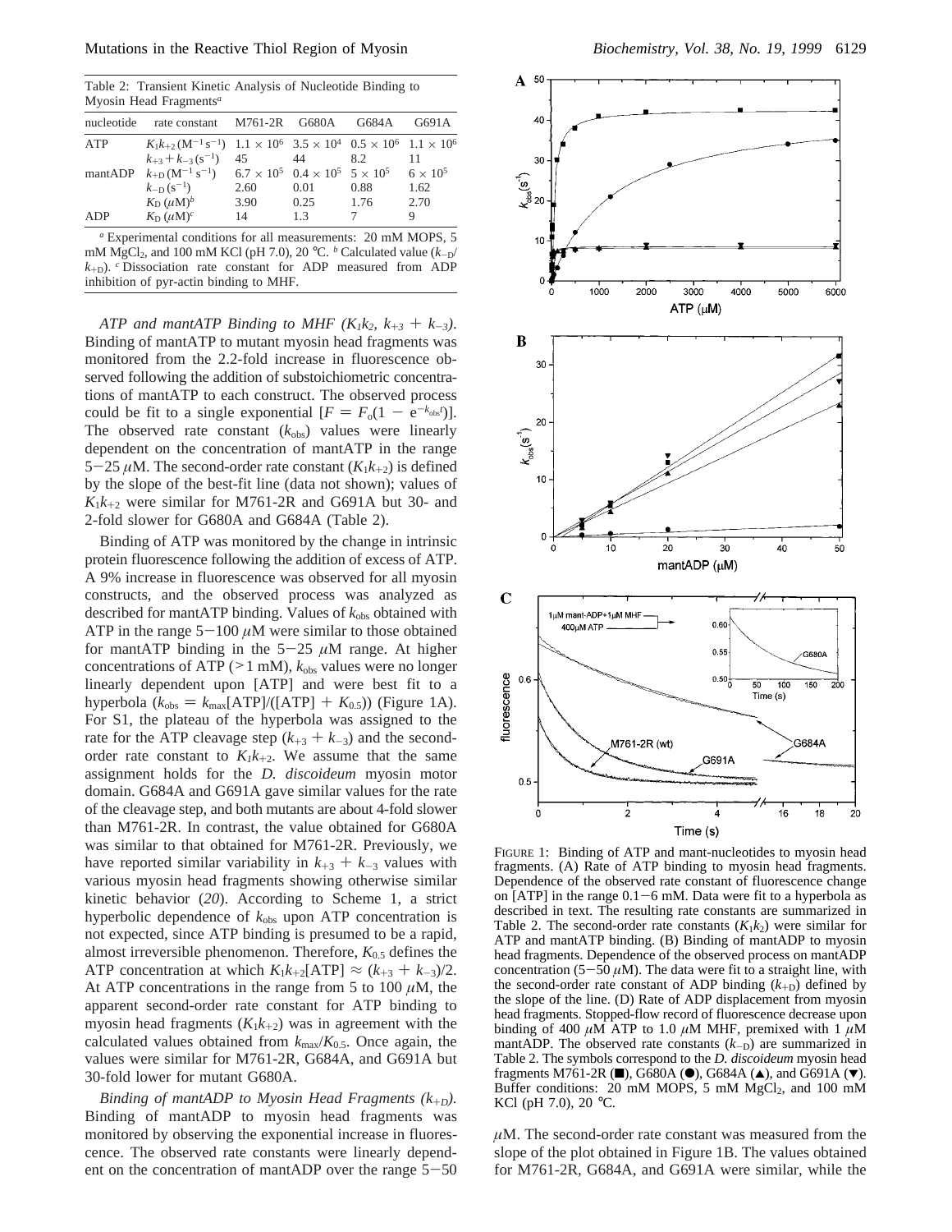Table 2: Transient Kinetic Analysis of Nucleotide Binding to Myosin Head Fragments[a]

| nucleotide | rate constant | M761-2R | G680A | G684A | G691A |
|---|---|---|---|---|---|
| ATP | $K_1k_{+2}$ ($M^{-1}$ $s^{-1}$) | $1.1 \times 10^6$ | $3.5 \times 10^4$ | $0.5 \times 10^6$ | $1.1 \times 10^6$ |
| | $k_{+3} + k_{-3}$ ($s^{-1}$) | 45 | 44 | 8.2 | 11 |
| mantADP | $k_{+D}$ ($M^{-1}$ $s^{-1}$) | $6.7 \times 10^5$ | $0.4 \times 10^5$ | $5 \times 10^5$ | $6 \times 10^5$ |
| | $k_{-D}$ ($s^{-1}$) | 2.60 | 0.01 | 0.88 | 1.62 |
| | $K_D$ ($\mu$M)[b] | 3.90 | 0.25 | 1.76 | 2.70 |
| ADP | $K_D$ ($\mu$M)[c] | 14 | 1.3 | 7 | 9 |

[a] Experimental conditions for all measurements: 20 mM MOPS, 5 mM $MgCl_2$, and 100 mM KCl (pH 7.0), 20 °C. [b] Calculated value ($k_{-D}/k_{+D}$). [c] Dissociation rate constant for ADP measured from ADP inhibition of pyr-actin binding to MHF.

*ATP and mantATP Binding to MHF ($K_1k_2$, $k_{+3} + k_{-3}$).* Binding of mantATP to mutant myosin head fragments was monitored from the 2.2-fold increase in fluorescence observed following the addition of substoichiometric concentrations of mantATP to each construct. The observed process could be fit to a single exponential [$F = F_o(1 - e^{-k_{obs}t})$]. The observed rate constant ($k_{obs}$) values were linearly dependent on the concentration of mantATP in the range 5−25 $\mu$M. The second-order rate constant ($K_1k_{+2}$) is defined by the slope of the best-fit line (data not shown); values of $K_1k_{+2}$ were similar for M761-2R and G691A but 30- and 2-fold slower for G680A and G684A (Table 2).

Binding of ATP was monitored by the change in intrinsic protein fluorescence following the addition of excess of ATP. A 9% increase in fluorescence was observed for all myosin constructs, and the observed process was analyzed as described for mantATP binding. Values of $k_{obs}$ obtained with ATP in the range 5−100 $\mu$M were similar to those obtained for mantATP binding in the 5−25 $\mu$M range. At higher concentrations of ATP (>1 mM), $k_{obs}$ values were no longer linearly dependent upon [ATP] and were best fit to a hyperbola ($k_{obs} = k_{max}[ATP]/([ATP] + K_{0.5})$) (Figure 1A). For S1, the plateau of the hyperbola was assigned to the rate for the ATP cleavage step ($k_{+3} + k_{-3}$) and the second-order rate constant to $K_1k_{+2}$. We assume that the same assignment holds for the *D. discoideum* myosin motor domain. G684A and G691A gave similar values for the rate of the cleavage step, and both mutants are about 4-fold slower than M761-2R. In contrast, the value obtained for G680A was similar to that obtained for M761-2R. Previously, we have reported similar variability in $k_{+3} + k_{-3}$ values with various myosin head fragments showing otherwise similar kinetic behavior (*20*). According to Scheme 1, a strict hyperbolic dependence of $k_{obs}$ upon ATP concentration is not expected, since ATP binding is presumed to be a rapid, almost irreversible phenomenon. Therefore, $K_{0.5}$ defines the ATP concentration at which $K_1k_{+2}[ATP] \approx (k_{+3} + k_{-3})/2$. At ATP concentrations in the range from 5 to 100 $\mu$M, the apparent second-order rate constant for ATP binding to myosin head fragments ($K_1k_{+2}$) was in agreement with the calculated values obtained from $k_{max}/K_{0.5}$. Once again, the values were similar for M761-2R, G684A, and G691A but 30-fold lower for mutant G680A.

*Binding of mantADP to Myosin Head Fragments ($k_{+D}$).* Binding of mantADP to myosin head fragments was monitored by observing the exponential increase in fluorescence. The observed rate constants were linearly dependent on the concentration of mantADP over the range 5−50 $\mu$M. The second-order rate constant was measured from the slope of the plot obtained in Figure 1B. The values obtained for M761-2R, G684A, and G691A were similar, while the

FIGURE 1: Binding of ATP and mant-nucleotides to myosin head fragments. (A) Rate of ATP binding to myosin head fragments. Dependence of the observed rate constant of fluorescence change on [ATP] in the range 0.1−6 mM. Data were fit to a hyperbola as described in text. The resulting rate constants are summarized in Table 2. The second-order rate constants ($K_1k_2$) were similar for ATP and mantATP binding. (B) Binding of mantADP to myosin head fragments. Dependence of the observed process on mantADP concentration (5−50 $\mu$M). The data were fit to a straight line, with the second-order rate constant of ADP binding ($k_{+D}$) defined by the slope of the line. (D) Rate of ADP displacement from myosin head fragments. Stopped-flow record of fluorescence decrease upon binding of 400 $\mu$M ATP to 1.0 $\mu$M MHF, premixed with 1 $\mu$M mantADP. The observed rate constants ($k_{-D}$) are summarized in Table 2. The symbols correspond to the *D. discoideum* myosin head fragments M761-2R (■), G680A (●), G684A (▲), and G691A (▼). Buffer conditions: 20 mM MOPS, 5 mM $MgCl_2$, and 100 mM KCl (pH 7.0), 20 °C.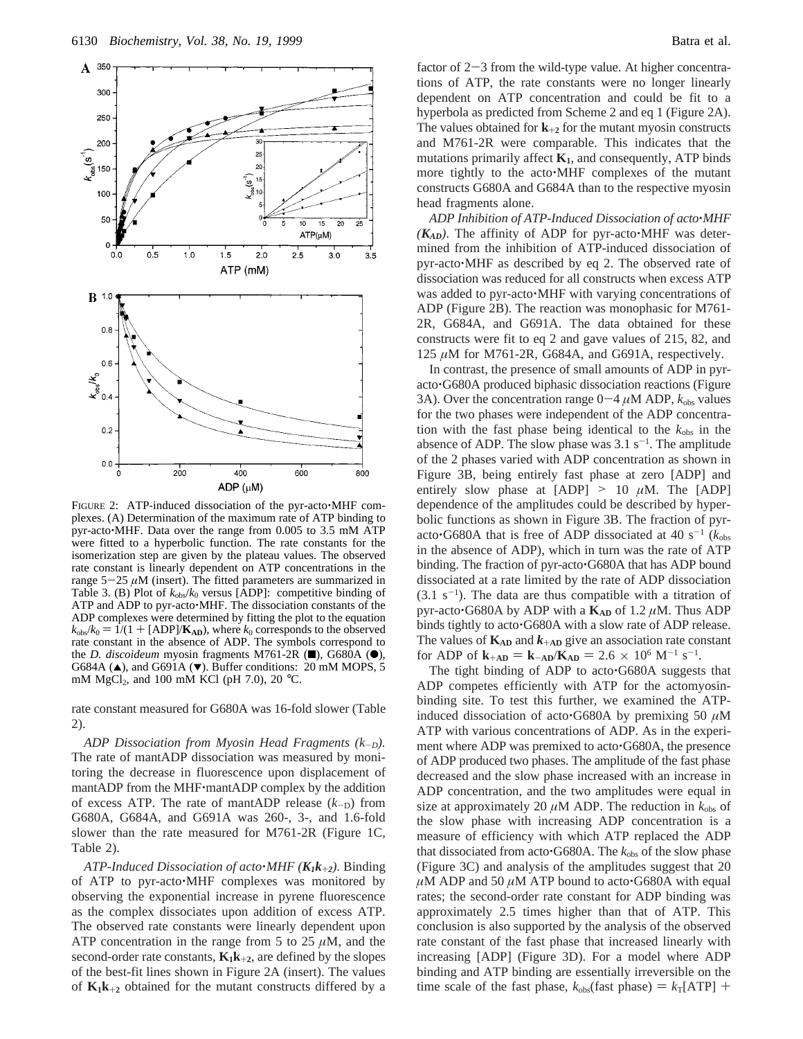FIGURE 2: ATP-induced dissociation of the pyr-acto·MHF complexes. (A) Determination of the maximum rate of ATP binding to pyr-acto·MHF. Data over the range from 0.005 to 3.5 mM ATP were fitted to a hyperbolic function. The rate constants for the isomerization step are given by the plateau values. The observed rate constant is linearly dependent on ATP concentrations in the range 5−25 $\mu$M (insert). The fitted parameters are summarized in Table 3. (B) Plot of $k_{obs}/k_0$ versus [ADP]: competitive binding of ATP and ADP to pyr-acto·MHF. The dissociation constants of the ADP complexes were determined by fitting the plot to the equation $k_{obs}/k_0 = 1/(1 + [\text{ADP}]/\mathbf{K_{AD}})$, where $k_0$ corresponds to the observed rate constant in the absence of ADP. The symbols correspond to the *D. discoideum* myosin fragments M761-2R (■), G680A (●), G684A (▲), and G691A (▼). Buffer conditions: 20 mM MOPS, 5 mM $MgCl_2$, and 100 mM KCl (pH 7.0), 20 °C.

rate constant measured for G680A was 16-fold slower (Table 2).

*ADP Dissociation from Myosin Head Fragments ($k_{-D}$).* The rate of mantADP dissociation was measured by monitoring the decrease in fluorescence upon displacement of mantADP from the MHF·mantADP complex by the addition of excess ATP. The rate of mantADP release ($k_{-D}$) from G680A, G684A, and G691A was 260-, 3-, and 1.6-fold slower than the rate measured for M761-2R (Figure 1C, Table 2).

*ATP-Induced Dissociation of acto·MHF ($K_1k_{+2}$).* Binding of ATP to pyr-acto·MHF complexes was monitored by observing the exponential increase in pyrene fluorescence as the complex dissociates upon addition of excess ATP. The observed rate constants were linearly dependent upon ATP concentration in the range from 5 to 25 $\mu$M, and the second-order rate constants, $\mathbf{K_1k_{+2}}$, are defined by the slopes of the best-fit lines shown in Figure 2A (insert). The values of $\mathbf{K_1k_{+2}}$ obtained for the mutant constructs differed by a factor of 2−3 from the wild-type value. At higher concentrations of ATP, the rate constants were no longer linearly dependent on ATP concentration and could be fit to a hyperbola as predicted from Scheme 2 and eq 1 (Figure 2A). The values obtained for $\mathbf{k_{+2}}$ for the mutant myosin constructs and M761-2R were comparable. This indicates that the mutations primarily affect $\mathbf{K_1}$, and consequently, ATP binds more tightly to the acto·MHF complexes of the mutant constructs G680A and G684A than to the respective myosin head fragments alone.

*ADP Inhibition of ATP-Induced Dissociation of acto·MHF ($\mathbf{K_{AD}}$).* The affinity of ADP for pyr-acto·MHF was determined from the inhibition of ATP-induced dissociation of pyr-acto·MHF as described by eq 2. The observed rate of dissociation was reduced for all constructs when excess ATP was added to pyr-acto·MHF with varying concentrations of ADP (Figure 2B). The reaction was monophasic for M761-2R, G684A, and G691A. The data obtained for these constructs were fit to eq 2 and gave values of 215, 82, and 125 $\mu$M for M761-2R, G684A, and G691A, respectively.

In contrast, the presence of small amounts of ADP in pyr-acto·G680A produced biphasic dissociation reactions (Figure 3A). Over the concentration range 0−4 $\mu$M ADP, $k_{obs}$ values for the two phases were independent of the ADP concentration with the fast phase being identical to the $k_{obs}$ in the absence of ADP. The slow phase was 3.1 $s^{-1}$. The amplitude of the 2 phases varied with ADP concentration as shown in Figure 3B, being entirely fast phase at zero [ADP] and entirely slow phase at [ADP] > 10 $\mu$M. The [ADP] dependence of the amplitudes could be described by hyperbolic functions as shown in Figure 3B. The fraction of pyr-acto·G680A that is free of ADP dissociated at 40 $s^{-1}$ ($k_{obs}$ in the absence of ADP), which in turn was the rate of ATP binding. The fraction of pyr-acto·G680A that has ADP bound dissociated at a rate limited by the rate of ADP dissociation (3.1 $s^{-1}$). The data are thus compatible with a titration of pyr-acto·G680A by ADP with a $\mathbf{K_{AD}}$ of 1.2 $\mu$M. Thus ADP binds tightly to acto·G680A with a slow rate of ADP release. The values of $\mathbf{K_{AD}}$ and $\boldsymbol{k_{+AD}}$ give an association rate constant for ADP of $\mathbf{k_{+AD}} = \mathbf{k_{-AD}}/\mathbf{K_{AD}} = 2.6 \times 10^6\ M^{-1}\ s^{-1}$.

The tight binding of ADP to acto·G680A suggests that ADP competes efficiently with ATP for the actomyosin-binding site. To test this further, we examined the ATP-induced dissociation of acto·G680A by premixing 50 $\mu$M ATP with various concentrations of ADP. As in the experiment where ADP was premixed to acto·G680A, the presence of ADP produced two phases. The amplitude of the fast phase decreased and the slow phase increased with an increase in ADP concentration, and the two amplitudes were equal in size at approximately 20 $\mu$M ADP. The reduction in $k_{obs}$ of the slow phase with increasing ADP concentration is a measure of efficiency with which ATP replaced the ADP that dissociated from acto·G680A. The $k_{obs}$ of the slow phase (Figure 3C) and analysis of the amplitudes suggest that 20 $\mu$M ADP and 50 $\mu$M ATP bound to acto·G680A with equal rates; the second-order rate constant for ADP binding was approximately 2.5 times higher than that of ATP. This conclusion is also supported by the analysis of the observed rate constant of the fast phase that increased linearly with increasing [ADP] (Figure 3D). For a model where ADP binding and ATP binding are essentially irreversible on the time scale of the fast phase, $k_{obs}(\text{fast phase}) = k_T[\text{ATP}] +$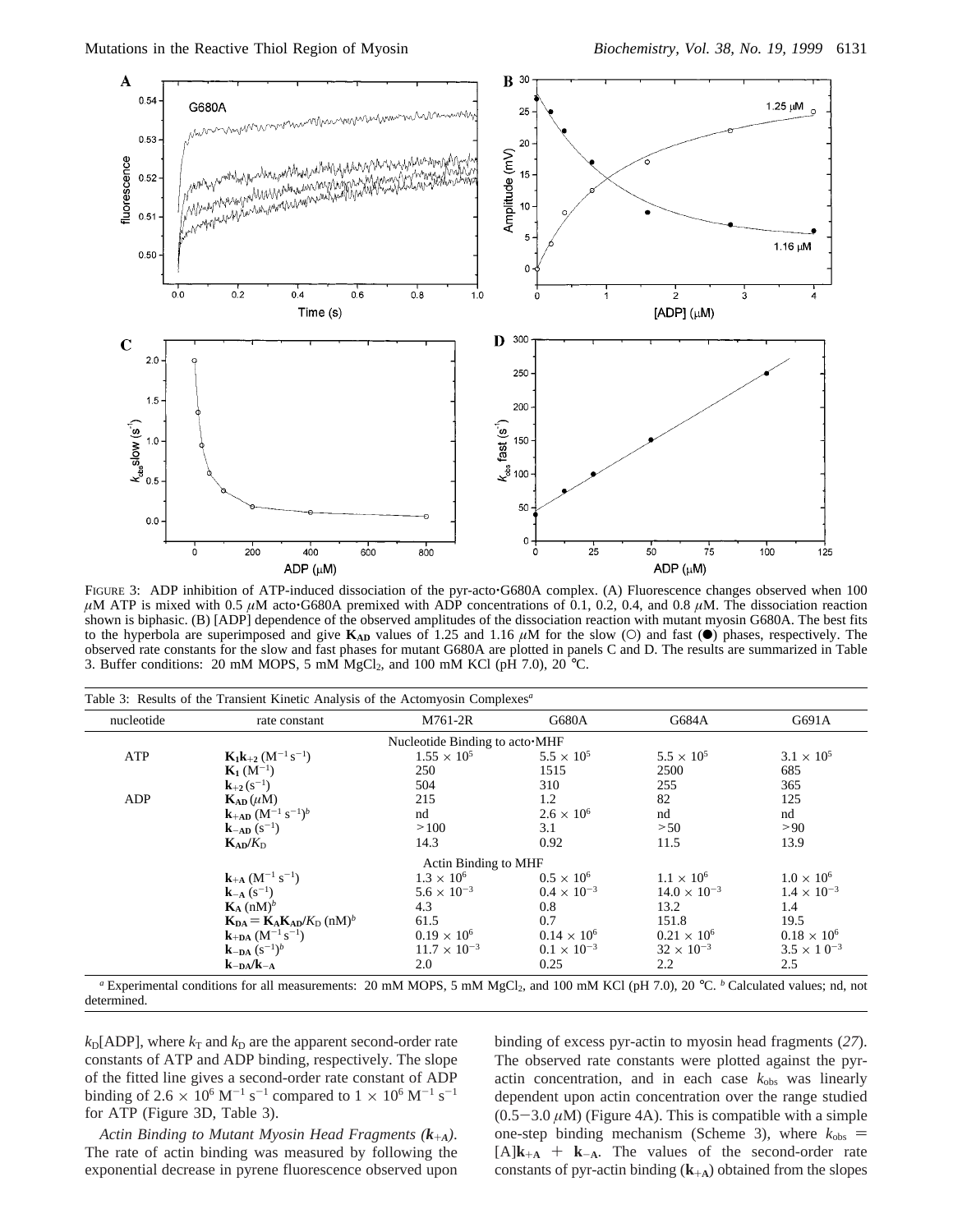FIGURE 3: ADP inhibition of ATP-induced dissociation of the pyr-acto·G680A complex. (A) Fluorescence changes observed when 100 $\mu$M ATP is mixed with 0.5 $\mu$M acto·G680A premixed with ADP concentrations of 0.1, 0.2, 0.4, and 0.8 $\mu$M. The dissociation reaction shown is biphasic. (B) [ADP] dependence of the observed amplitudes of the dissociation reaction with mutant myosin G680A. The best fits to the hyperbola are superimposed and give $\mathbf{K_{AD}}$ values of 1.25 and 1.16 $\mu$M for the slow (○) and fast (●) phases, respectively. The observed rate constants for the slow and fast phases for mutant G680A are plotted in panels C and D. The results are summarized in Table 3. Buffer conditions: 20 mM MOPS, 5 mM $MgCl_2$, and 100 mM KCl (pH 7.0), 20 °C.

Table 3: Results of the Transient Kinetic Analysis of the Actomyosin Complexes[a]

| nucleotide | rate constant | M761-2R | G680A | G684A | G691A |
|---|---|---|---|---|---|
| | | Nucleotide Binding to acto·MHF | | | |
| ATP | $\mathbf{K_1 k_{+2}}$ ($M^{-1} s^{-1}$) | $1.55 \times 10^5$ | $5.5 \times 10^5$ | $5.5 \times 10^5$ | $3.1 \times 10^5$ |
| | $\mathbf{K_1}$ ($M^{-1}$) | 250 | 1515 | 2500 | 685 |
| | $\mathbf{k_{+2}}$ ($s^{-1}$) | 504 | 310 | 255 | 365 |
| ADP | $\mathbf{K_{AD}}$ ($\mu$M) | 215 | 1.2 | 82 | 125 |
| | $\mathbf{k_{+AD}}$ ($M^{-1} s^{-1}$)[b] | nd | $2.6 \times 10^6$ | nd | nd |
| | $\mathbf{k_{-AD}}$ ($s^{-1}$) | >100 | 3.1 | >50 | >90 |
| | $\mathbf{K_{AD}}/K_D$ | 14.3 | 0.92 | 11.5 | 13.9 |
| | | Actin Binding to MHF | | | |
| | $\mathbf{k_{+A}}$ ($M^{-1} s^{-1}$) | $1.3 \times 10^6$ | $0.5 \times 10^6$ | $1.1 \times 10^6$ | $1.0 \times 10^6$ |
| | $\mathbf{k_{-A}}$ ($s^{-1}$) | $5.6 \times 10^{-3}$ | $0.4 \times 10^{-3}$ | $14.0 \times 10^{-3}$ | $1.4 \times 10^{-3}$ |
| | $\mathbf{K_A}$ (nM)[b] | 4.3 | 0.8 | 13.2 | 1.4 |
| | $\mathbf{K_{DA}} = \mathbf{K_A K_{AD}}/K_D$ (nM)[b] | 61.5 | 0.7 | 151.8 | 19.5 |
| | $\mathbf{k_{+DA}}$ ($M^{-1} s^{-1}$) | $0.19 \times 10^6$ | $0.14 \times 10^6$ | $0.21 \times 10^6$ | $0.18 \times 10^6$ |
| | $\mathbf{k_{-DA}}$ ($s^{-1}$)[b] | $11.7 \times 10^{-3}$ | $0.1 \times 10^{-3}$ | $32 \times 10^{-3}$ | $3.5 \times 10^{-3}$ |
| | $\mathbf{k_{-DA}}/\mathbf{k_{-A}}$ | 2.0 | 0.25 | 2.2 | 2.5 |

[a] Experimental conditions for all measurements: 20 mM MOPS, 5 mM $MgCl_2$, and 100 mM KCl (pH 7.0), 20 °C. [b] Calculated values; nd, not determined.

$k_D$[ADP], where $k_T$ and $k_D$ are the apparent second-order rate constants of ATP and ADP binding, respectively. The slope of the fitted line gives a second-order rate constant of ADP binding of $2.6 \times 10^6$ $M^{-1}$ $s^{-1}$ compared to $1 \times 10^6$ $M^{-1}$ $s^{-1}$ for ATP (Figure 3D, Table 3).

*Actin Binding to Mutant Myosin Head Fragments ($\mathbf{k_{+A}}$).* The rate of actin binding was measured by following the exponential decrease in pyrene fluorescence observed upon binding of excess pyr-actin to myosin head fragments (*27*). The observed rate constants were plotted against the pyr-actin concentration, and in each case $k_{obs}$ was linearly dependent upon actin concentration over the range studied (0.5−3.0 $\mu$M) (Figure 4A). This is compatible with a simple one-step binding mechanism (Scheme 3), where $k_{obs}$ = [A]$\mathbf{k_{+A}}$ + $\mathbf{k_{-A}}$. The values of the second-order rate constants of pyr-actin binding ($\mathbf{k_{+A}}$) obtained from the slopes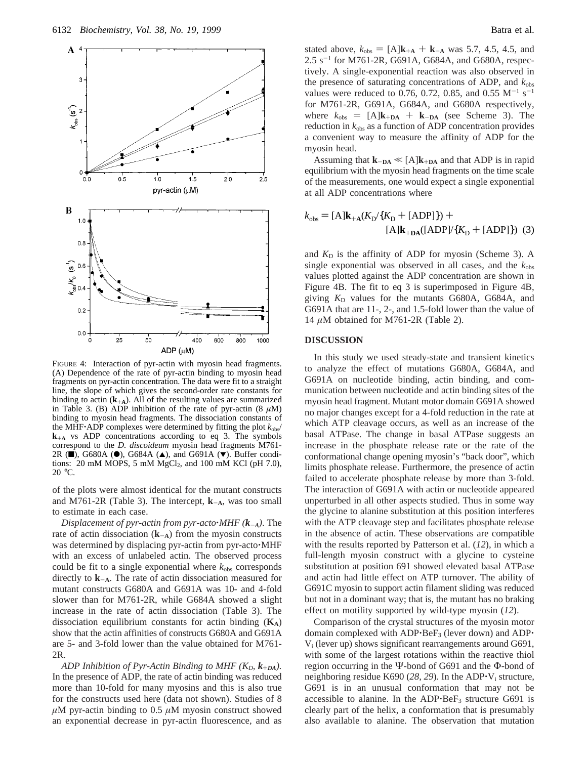FIGURE 4: Interaction of pyr-actin with myosin head fragments. (A) Dependence of the rate of pyr-actin binding to myosin head fragments on pyr-actin concentration. The data were fit to a straight line, the slope of which gives the second-order rate constants for binding to actin ($\mathbf{k}_{+\mathbf{A}}$). All of the resulting values are summarized in Table 3. (B) ADP inhibition of the rate of pyr-actin (8 $\mu$M) binding to myosin head fragments. The dissociation constants of the MHF·ADP complexes were determined by fitting the plot $k_{obs}/\mathbf{k}_{+\mathbf{A}}$ vs ADP concentrations according to eq 3. The symbols correspond to the *D. discoideum* myosin head fragments M761-2R (■), G680A (●), G684A (▲), and G691A (▼). Buffer conditions: 20 mM MOPS, 5 mM $MgCl_2$, and 100 mM KCl (pH 7.0), 20 °C.

of the plots were almost identical for the mutant constructs and M761-2R (Table 3). The intercept, $\mathbf{k}_{-\mathbf{A}}$, was too small to estimate in each case.

*Displacement of pyr-actin from pyr-acto·MHF ($\mathbf{k}_{-\mathbf{A}}$).* The rate of actin dissociation ($\mathbf{k}_{-\mathbf{A}}$) from the myosin constructs was determined by displacing pyr-actin from pyr-acto·MHF with an excess of unlabeled actin. The observed process could be fit to a single exponential where $k_{obs}$ corresponds directly to $\mathbf{k}_{-\mathbf{A}}$. The rate of actin dissociation measured for mutant constructs G680A and G691A was 10- and 4-fold slower than for M761-2R, while G684A showed a slight increase in the rate of actin dissociation (Table 3). The dissociation equilibrium constants for actin binding ($\mathbf{K}_{\mathbf{A}}$) show that the actin affinities of constructs G680A and G691A are 5- and 3-fold lower than the value obtained for M761-2R.

*ADP Inhibition of Pyr-Actin Binding to MHF ($K_D$, $\mathbf{k}_{+\mathbf{DA}}$).* In the presence of ADP, the rate of actin binding was reduced more than 10-fold for many myosins and this is also true for the constructs used here (data not shown). Studies of 8 $\mu$M pyr-actin binding to 0.5 $\mu$M myosin construct showed an exponential decrease in pyr-actin fluorescence, and as stated above, $k_{obs} = [A]\mathbf{k}_{+\mathbf{A}} + \mathbf{k}_{-\mathbf{A}}$ was 5.7, 4.5, 4.5, and 2.5 $s^{-1}$ for M761-2R, G691A, G684A, and G680A, respectively. A single-exponential reaction was also observed in the presence of saturating concentrations of ADP, and $k_{obs}$ values were reduced to 0.76, 0.72, 0.85, and 0.55 $M^{-1}\,s^{-1}$ for M761-2R, G691A, G684A, and G680A respectively, where $k_{obs} = [A]\mathbf{k}_{+\mathbf{DA}} + \mathbf{k}_{-\mathbf{DA}}$ (see Scheme 3). The reduction in $k_{obs}$ as a function of ADP concentration provides a convenient way to measure the affinity of ADP for the myosin head.

Assuming that $\mathbf{k}_{-\mathbf{DA}} \ll [A]\mathbf{k}_{+\mathbf{DA}}$ and that ADP is in rapid equilibrium with the myosin head fragments on the time scale of the measurements, one would expect a single exponential at all ADP concentrations where

$$k_{obs} = [A]\mathbf{k}_{+\mathbf{A}}(K_D/\{K_D + [\mathrm{ADP}]\}) + [A]\mathbf{k}_{+\mathbf{DA}}([\mathrm{ADP}]/\{K_D + [\mathrm{ADP}]\}) \quad (3)$$

and $K_D$ is the affinity of ADP for myosin (Scheme 3). A single exponential was observed in all cases, and the $k_{obs}$ values plotted against the ADP concentration are shown in Figure 4B. The fit to eq 3 is superimposed in Figure 4B, giving $K_D$ values for the mutants G680A, G684A, and G691A that are 11-, 2-, and 1.5-fold lower than the value of 14 $\mu$M obtained for M761-2R (Table 2).

## DISCUSSION

In this study we used steady-state and transient kinetics to analyze the effect of mutations G680A, G684A, and G691A on nucleotide binding, actin binding, and communication between nucleotide and actin binding sites of the myosin head fragment. Mutant motor domain G691A showed no major changes except for a 4-fold reduction in the rate at which ATP cleavage occurs, as well as an increase of the basal ATPase. The change in basal ATPase suggests an increase in the phosphate release rate or the rate of the conformational change opening myosin's "back door", which limits phosphate release. Furthermore, the presence of actin failed to accelerate phosphate release by more than 3-fold. The interaction of G691A with actin or nucleotide appeared unperturbed in all other aspects studied. Thus in some way the glycine to alanine substitution at this position interferes with the ATP cleavage step and facilitates phosphate release in the absence of actin. These observations are compatible with the results reported by Patterson et al. (*12*), in which a full-length myosin construct with a glycine to cysteine substitution at position 691 showed elevated basal ATPase and actin had little effect on ATP turnover. The ability of G691C myosin to support actin filament sliding was reduced but not in a dominant way; that is, the mutant has no braking effect on motility supported by wild-type myosin (*12*).

Comparison of the crystal structures of the myosin motor domain complexed with ADP·$BeF_3$ (lever down) and ADP·$V_i$ (lever up) shows significant rearrangements around G691, with some of the largest rotations within the reactive thiol region occurring in the Ψ-bond of G691 and the Φ-bond of neighboring residue K690 (*28*, *29*). In the ADP·$V_i$ structure, G691 is in an unusual conformation that may not be accessible to alanine. In the ADP·$BeF_3$ structure G691 is clearly part of the helix, a conformation that is presumably also available to alanine. The observation that mutation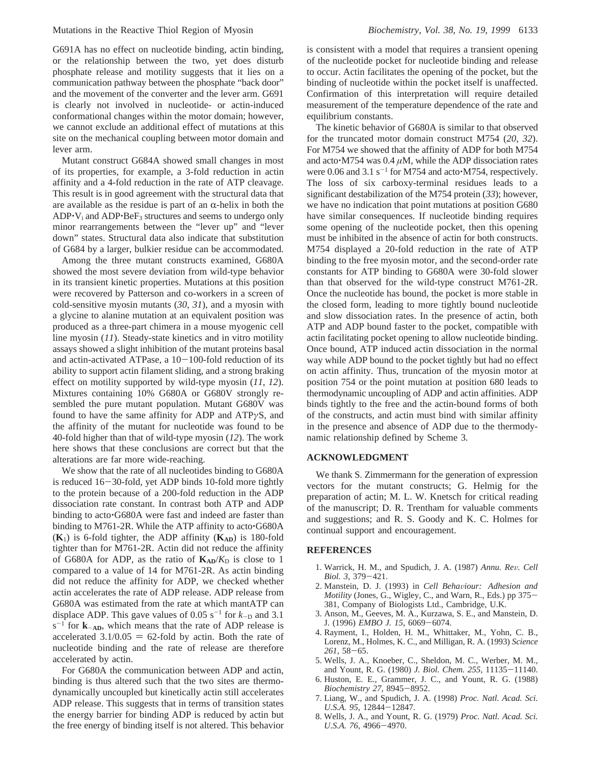G691A has no effect on nucleotide binding, actin binding, or the relationship between the two, yet does disturb phosphate release and motility suggests that it lies on a communication pathway between the phosphate "back door" and the movement of the converter and the lever arm. G691 is clearly not involved in nucleotide- or actin-induced conformational changes within the motor domain; however, we cannot exclude an additional effect of mutations at this site on the mechanical coupling between motor domain and lever arm.

Mutant construct G684A showed small changes in most of its properties, for example, a 3-fold reduction in actin affinity and a 4-fold reduction in the rate of ATP cleavage. This result is in good agreement with the structural data that are available as the residue is part of an α-helix in both the ADP·$V_i$ and ADP·$BeF_3$ structures and seems to undergo only minor rearrangements between the "lever up" and "lever down" states. Structural data also indicate that substitution of G684 by a larger, bulkier residue can be accommodated.

Among the three mutant constructs examined, G680A showed the most severe deviation from wild-type behavior in its transient kinetic properties. Mutations at this position were recovered by Patterson and co-workers in a screen of cold-sensitive myosin mutants (*30*, *31*), and a myosin with a glycine to alanine mutation at an equivalent position was produced as a three-part chimera in a mouse myogenic cell line myosin (*11*). Steady-state kinetics and in vitro motility assays showed a slight inhibition of the mutant proteins basal and actin-activated ATPase, a 10−100-fold reduction of its ability to support actin filament sliding, and a strong braking effect on motility supported by wild-type myosin (*11*, *12*). Mixtures containing 10% G680A or G680V strongly resembled the pure mutant population. Mutant G680V was found to have the same affinity for ADP and ATPγS, and the affinity of the mutant for nucleotide was found to be 40-fold higher than that of wild-type myosin (*12*). The work here shows that these conclusions are correct but that the alterations are far more wide-reaching.

We show that the rate of all nucleotides binding to G680A is reduced 16−30-fold, yet ADP binds 10-fold more tightly to the protein because of a 200-fold reduction in the ADP dissociation rate constant. In contrast both ATP and ADP binding to acto·G680A were fast and indeed are faster than binding to M761-2R. While the ATP affinity to acto·G680A ($\mathbf{K}_1$) is 6-fold tighter, the ADP affinity ($\mathbf{K}_{\mathbf{AD}}$) is 180-fold tighter than for M761-2R. Actin did not reduce the affinity of G680A for ADP, as the ratio of $\mathbf{K}_{\mathbf{AD}}/K_D$ is close to 1 compared to a value of 14 for M761-2R. As actin binding did not reduce the affinity for ADP, we checked whether actin accelerates the rate of ADP release. ADP release from G680A was estimated from the rate at which mantATP can displace ADP. This gave values of 0.05 $s^{-1}$ for $k_{-D}$ and 3.1 $s^{-1}$ for $\mathbf{k}_{-\mathbf{AD}}$, which means that the rate of ADP release is accelerated 3.1/0.05 = 62-fold by actin. Both the rate of nucleotide binding and the rate of release are therefore accelerated by actin.

For G680A the communication between ADP and actin, binding is thus altered such that the two sites are thermodynamically uncoupled but kinetically actin still accelerates ADP release. This suggests that in terms of transition states the energy barrier for binding ADP is reduced by actin but the free energy of binding itself is not altered. This behavior is consistent with a model that requires a transient opening of the nucleotide pocket for nucleotide binding and release to occur. Actin facilitates the opening of the pocket, but the binding of nucleotide within the pocket itself is unaffected. Confirmation of this interpretation will require detailed measurement of the temperature dependence of the rate and equilibrium constants.

The kinetic behavior of G680A is similar to that observed for the truncated motor domain construct M754 (*20*, *32*). For M754 we showed that the affinity of ADP for both M754 and acto·M754 was 0.4 μM, while the ADP dissociation rates were 0.06 and 3.1 $s^{-1}$ for M754 and acto·M754, respectively. The loss of six carboxy-terminal residues leads to a significant destabilization of the M754 protein (*33*); however, we have no indication that point mutations at position G680 have similar consequences. If nucleotide binding requires some opening of the nucleotide pocket, then this opening must be inhibited in the absence of actin for both constructs. M754 displayed a 20-fold reduction in the rate of ATP binding to the free myosin motor, and the second-order rate constants for ATP binding to G680A were 30-fold slower than that observed for the wild-type construct M761-2R. Once the nucleotide has bound, the pocket is more stable in the closed form, leading to more tightly bound nucleotide and slow dissociation rates. In the presence of actin, both ATP and ADP bound faster to the pocket, compatible with actin facilitating pocket opening to allow nucleotide binding. Once bound, ATP induced actin dissociation in the normal way while ADP bound to the pocket tightly but had no effect on actin affinity. Thus, truncation of the myosin motor at position 754 or the point mutation at position 680 leads to thermodynamic uncoupling of ADP and actin affinities. ADP binds tightly to the free and the actin-bound forms of both of the constructs, and actin must bind with similar affinity in the presence and absence of ADP due to the thermodynamic relationship defined by Scheme 3.

## ACKNOWLEDGMENT

We thank S. Zimmermann for the generation of expression vectors for the mutant constructs; G. Helmig for the preparation of actin; M. L. W. Knetsch for critical reading of the manuscript; D. R. Trentham for valuable comments and suggestions; and R. S. Goody and K. C. Holmes for continual support and encouragement.

## REFERENCES

1. Warrick, H. M., and Spudich, J. A. (1987) *Annu. Rev. Cell Biol. 3*, 379−421.
2. Manstein, D. J. (1993) in *Cell Behaviour: Adhesion and Motility* (Jones, G., Wigley, C., and Warn, R., Eds.) pp 375−381, Company of Biologists Ltd., Cambridge, U.K.
3. Anson, M., Geeves, M. A., Kurzawa, S. E., and Manstein, D. J. (1996) *EMBO J. 15*, 6069−6074.
4. Rayment, I., Holden, H. M., Whittaker, M., Yohn, C. B., Lorenz, M., Holmes, K. C., and Milligan, R. A. (1993) *Science 261*, 58−65.
5. Wells, J. A., Knoeber, C., Sheldon, M. C., Werber, M. M., and Yount, R. G. (1980) *J. Biol. Chem. 255*, 11135−11140.
6. Huston, E. E., Grammer, J. C., and Yount, R. G. (1988) *Biochemistry 27*, 8945−8952.
7. Liang, W., and Spudich, J. A. (1998) *Proc. Natl. Acad. Sci. U.S.A. 95*, 12844−12847.
8. Wells, J. A., and Yount, R. G. (1979) *Proc. Natl. Acad. Sci. U.S.A. 76*, 4966−4970.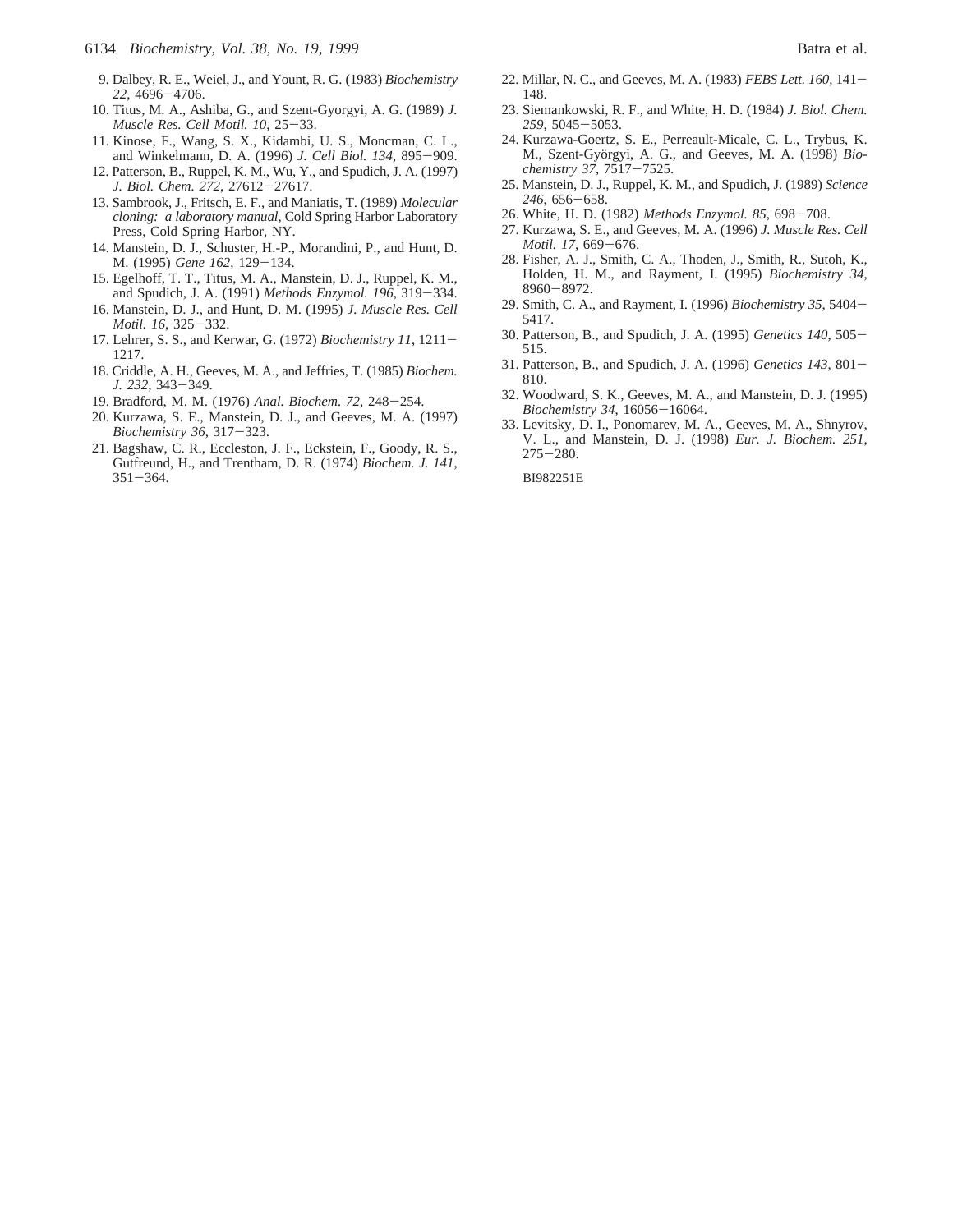9. Dalbey, R. E., Weiel, J., and Yount, R. G. (1983) *Biochemistry 22*, 4696–4706.
10. Titus, M. A., Ashiba, G., and Szent-Gyorgyi, A. G. (1989) *J. Muscle Res. Cell Motil. 10*, 25–33.
11. Kinose, F., Wang, S. X., Kidambi, U. S., Moncman, C. L., and Winkelmann, D. A. (1996) *J. Cell Biol. 134*, 895–909.
12. Patterson, B., Ruppel, K. M., Wu, Y., and Spudich, J. A. (1997) *J. Biol. Chem. 272*, 27612–27617.
13. Sambrook, J., Fritsch, E. F., and Maniatis, T. (1989) *Molecular cloning: a laboratory manual*, Cold Spring Harbor Laboratory Press, Cold Spring Harbor, NY.
14. Manstein, D. J., Schuster, H.-P., Morandini, P., and Hunt, D. M. (1995) *Gene 162*, 129–134.
15. Egelhoff, T. T., Titus, M. A., Manstein, D. J., Ruppel, K. M., and Spudich, J. A. (1991) *Methods Enzymol. 196*, 319–334.
16. Manstein, D. J., and Hunt, D. M. (1995) *J. Muscle Res. Cell Motil. 16*, 325–332.
17. Lehrer, S. S., and Kerwar, G. (1972) *Biochemistry 11*, 1211–1217.
18. Criddle, A. H., Geeves, M. A., and Jeffries, T. (1985) *Biochem. J. 232*, 343–349.
19. Bradford, M. M. (1976) *Anal. Biochem. 72*, 248–254.
20. Kurzawa, S. E., Manstein, D. J., and Geeves, M. A. (1997) *Biochemistry 36*, 317–323.
21. Bagshaw, C. R., Eccleston, J. F., Eckstein, F., Goody, R. S., Gutfreund, H., and Trentham, D. R. (1974) *Biochem. J. 141*, 351–364.
22. Millar, N. C., and Geeves, M. A. (1983) *FEBS Lett. 160*, 141–148.
23. Siemankowski, R. F., and White, H. D. (1984) *J. Biol. Chem. 259*, 5045–5053.
24. Kurzawa-Goertz, S. E., Perreault-Micale, C. L., Trybus, K. M., Szent-Györgyi, A. G., and Geeves, M. A. (1998) *Biochemistry 37*, 7517–7525.
25. Manstein, D. J., Ruppel, K. M., and Spudich, J. (1989) *Science 246*, 656–658.
26. White, H. D. (1982) *Methods Enzymol. 85*, 698–708.
27. Kurzawa, S. E., and Geeves, M. A. (1996) *J. Muscle Res. Cell Motil. 17*, 669–676.
28. Fisher, A. J., Smith, C. A., Thoden, J., Smith, R., Sutoh, K., Holden, H. M., and Rayment, I. (1995) *Biochemistry 34*, 8960–8972.
29. Smith, C. A., and Rayment, I. (1996) *Biochemistry 35*, 5404–5417.
30. Patterson, B., and Spudich, J. A. (1995) *Genetics 140*, 505–515.
31. Patterson, B., and Spudich, J. A. (1996) *Genetics 143*, 801–810.
32. Woodward, S. K., Geeves, M. A., and Manstein, D. J. (1995) *Biochemistry 34*, 16056–16064.
33. Levitsky, D. I., Ponomarev, M. A., Geeves, M. A., Shnyrov, V. L., and Manstein, D. J. (1998) *Eur. J. Biochem. 251*, 275–280.

BI982251E